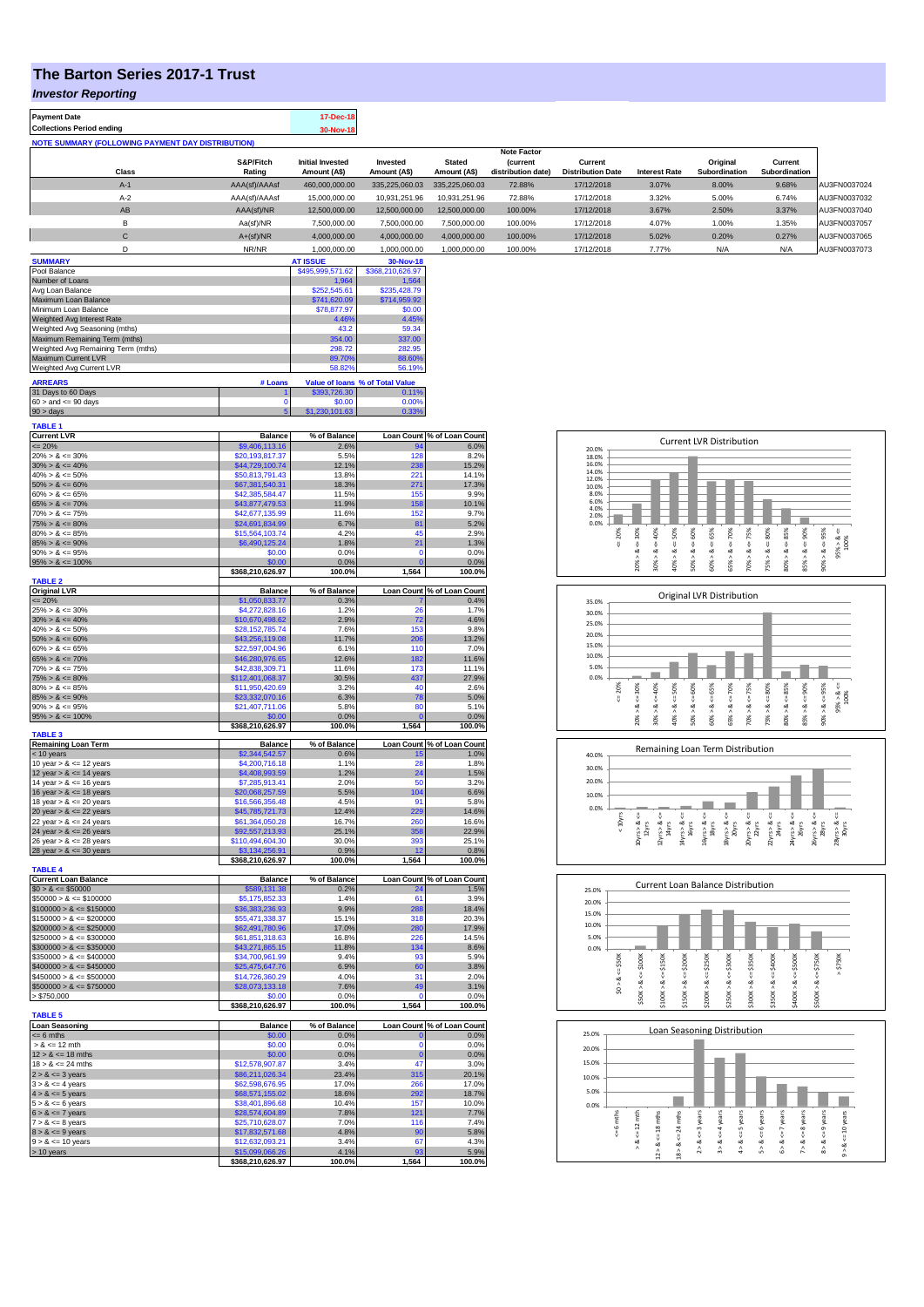# The Barton Series 2017-1 Trust

## *Investor Reporting*

| | |
|---|---|
| **Payment Date** | 17-Dec-18 |
| **Collections Period ending** | 30-Nov-18 |

**NOTE SUMMARY (FOLLOWING PAYMENT DAY DISTRIBUTION)**

| Class | S&P/Fitch Rating | Initial Invested Amount (A$) | Invested Amount (A$) | Stated Amount (A$) | Note Factor (current distribution date) | Current Distribution Date | Interest Rate | Original Subordination | Current Subordination | |
|---|---|---|---|---|---|---|---|---|---|---|
| A-1 | AAA(sf)/AAAsf | 460,000,000.00 | 335,225,060.03 | 335,225,060.03 | 72.88% | 17/12/2018 | 3.07% | 8.00% | 9.68% | AU3FN0037024 |
| A-2 | AAA(sf)/AAAsf | 15,000,000.00 | 10,931,251.96 | 10,931,251.96 | 72.88% | 17/12/2018 | 3.32% | 5.00% | 6.74% | AU3FN0037032 |
| AB | AAA(sf)/NR | 12,500,000.00 | 12,500,000.00 | 12,500,000.00 | 100.00% | 17/12/2018 | 3.67% | 2.50% | 3.37% | AU3FN0037040 |
| B | Aa(sf)/NR | 7,500,000.00 | 7,500,000.00 | 7,500,000.00 | 100.00% | 17/12/2018 | 4.07% | 1.00% | 1.35% | AU3FN0037057 |
| C | A+(sf)/NR | 4,000,000.00 | 4,000,000.00 | 4,000,000.00 | 100.00% | 17/12/2018 | 5.02% | 0.20% | 0.27% | AU3FN0037065 |
| D | NR/NR | 1,000,000.00 | 1,000,000.00 | 1,000,000.00 | 100.00% | 17/12/2018 | 7.77% | N/A | N/A | AU3FN0037073 |

| SUMMARY | AT ISSUE | 30-Nov-18 |
|---|---|---|
| Pool Balance | $495,999,571.62 | $368,210,626.97 |
| Number of Loans | 1,964 | 1,564 |
| Avg Loan Balance | $252,545.61 | $235,428.79 |
| Maximum Loan Balance | $741,620.09 | $714,959.92 |
| Minimum Loan Balance | $78,877.97 | $0.00 |
| Weighted Avg Interest Rate | 4.46% | 4.45% |
| Weighted Avg Seasoning (mths) | 43.2 | 59.34 |
| Maximum Remaining Term (mths) | 354.00 | 337.00 |
| Weighted Avg Remaining Term (mths) | 298.72 | 282.95 |
| Maximum Current LVR | 89.70% | 88.60% |
| Weighted Avg Current LVR | 58.82% | 56.19% |

| ARREARS | # Loans | Value of loans | % of Total Value |
|---|---|---|---|
| 31 Days to 60 Days | 1 | $393,726.30 | 0.11% |
| $60 >$ and $<= 90$ days | 0 | $0.00 | 0.00% |
| $90 >$ days | 5 | $1,230,101.63 | 0.33% |

**TABLE 1**

| Current LVR | Balance | % of Balance | Loan Count | % of Loan Count |
|---|---|---|---|---|
| <= 20% | $9,406,113.16 | 2.6% | 94 | 6.0% |
| 20% > & <= 30% | $20,193,817.37 | 5.5% | 128 | 8.2% |
| 30% > & <= 40% | $44,729,100.74 | 12.1% | 238 | 15.2% |
| 40% > & <= 50% | $50,813,791.43 | 13.8% | 221 | 14.1% |
| 50% > & <= 60% | $67,381,540.31 | 18.3% | 271 | 17.3% |
| 60% > & <= 65% | $42,385,584.47 | 11.5% | 155 | 9.9% |
| 65% > & <= 70% | $43,877,479.53 | 11.9% | 158 | 10.1% |
| 70% > & <= 75% | $42,677,135.99 | 11.6% | 152 | 9.7% |
| 75% > & <= 80% | $24,691,834.99 | 6.7% | 81 | 5.2% |
| 80% > & <= 85% | $15,564,103.74 | 4.2% | 45 | 2.9% |
| 85% > & <= 90% | $6,490,125.24 | 1.8% | 21 | 1.3% |
| 90% > & <= 95% | $0.00 | 0.0% | 0 | 0.0% |
| 95% > & <= 100% | $0.00 | 0.0% | 0 | 0.0% |
| | $368,210,626.97 | 100.0% | 1,564 | 100.0% |

Current LVR Distribution

**TABLE 2**

| Original LVR | Balance | % of Balance | Loan Count | % of Loan Count |
|---|---|---|---|---|
| <= 20% | $1,050,833.77 | 0.3% | 7 | 0.4% |
| 25% > & <= 30% | $4,272,828.16 | 1.2% | 26 | 1.7% |
| 30% > & <= 40% | $10,670,498.62 | 2.9% | 72 | 4.6% |
| 40% > & <= 50% | $28,152,785.74 | 7.6% | 153 | 9.8% |
| 50% > & <= 60% | $43,256,119.08 | 11.7% | 206 | 13.2% |
| 60% > & <= 65% | $22,597,004.96 | 6.1% | 110 | 7.0% |
| 65% > & <= 70% | $46,280,976.65 | 12.6% | 182 | 11.6% |
| 70% > & <= 75% | $42,838,309.71 | 11.6% | 173 | 11.1% |
| 75% > & <= 80% | $112,401,068.37 | 30.5% | 437 | 27.9% |
| 80% > & <= 85% | $11,950,420.69 | 3.2% | 40 | 2.6% |
| 85% > & <= 90% | $23,332,070.16 | 6.3% | 78 | 5.0% |
| 90% > & <= 95% | $21,407,711.06 | 5.8% | 80 | 5.1% |
| 95% > & <= 100% | $0.00 | 0.0% | 0 | 0.0% |
| | $368,210,626.97 | 100.0% | 1,564 | 100.0% |

Original LVR Distribution

**TABLE 3**

| Remaining Loan Term | Balance | % of Balance | Loan Count | % of Loan Count |
|---|---|---|---|---|
| < 10 years | $2,344,542.57 | 0.6% | 15 | 1.0% |
| 10 year > & <= 12 years | $4,200,716.18 | 1.1% | 28 | 1.8% |
| 12 year > & <= 14 years | $4,408,993.59 | 1.2% | 24 | 1.5% |
| 14 year > & <= 16 years | $7,285,913.41 | 2.0% | 50 | 3.2% |
| 16 year > & <= 18 years | $20,068,257.59 | 5.5% | 104 | 6.6% |
| 18 year > & <= 20 years | $16,566,356.48 | 4.5% | 91 | 5.8% |
| 20 year > & <= 22 years | $45,785,721.73 | 12.4% | 229 | 14.6% |
| 22 year > & <= 24 years | $61,364,050.28 | 16.7% | 260 | 16.6% |
| 24 year > & <= 26 years | $92,557,213.93 | 25.1% | 358 | 22.9% |
| 26 year > & <= 28 years | $110,494,604.30 | 30.0% | 393 | 25.1% |
| 28 year > & <= 30 years | $3,134,256.91 | 0.9% | 12 | 0.8% |
| | $368,210,626.97 | 100.0% | 1,564 | 100.0% |

Remaining Loan Term Distribution

**TABLE 4**

| Current Loan Balance | Balance | % of Balance | Loan Count | % of Loan Count |
|---|---|---|---|---|
| $0 > & <= $50000 | $589,131.38 | 0.2% | 24 | 1.5% |
| $50000 > & <= $100000 | $5,175,852.33 | 1.4% | 61 | 3.9% |
| $100000 > & <= $150000 | $36,383,236.93 | 9.9% | 288 | 18.4% |
| $150000 > & <= $200000 | $55,471,338.37 | 15.1% | 318 | 20.3% |
| $200000 > & <= $250000 | $62,491,780.96 | 17.0% | 280 | 17.9% |
| $250000 > & <= $300000 | $61,851,318.63 | 16.8% | 226 | 14.5% |
| $300000 > & <= $350000 | $43,271,865.15 | 11.8% | 134 | 8.6% |
| $350000 > & <= $400000 | $34,700,961.99 | 9.4% | 93 | 5.9% |
| $400000 > & <= $450000 | $25,475,647.76 | 6.9% | 60 | 3.8% |
| $450000 > & <= $500000 | $14,726,360.29 | 4.0% | 31 | 2.0% |
| $500000 > & <= $750000 | $28,073,133.18 | 7.6% | 49 | 3.1% |
| > $750,000 | $0.00 | 0.0% | 0 | 0.0% |
| | $368,210,626.97 | 100.0% | 1,564 | 100.0% |

Current Loan Balance Distribution

**TABLE 5**

| Loan Seasoning | Balance | % of Balance | Loan Count | % of Loan Count |
|---|---|---|---|---|
| <= 6 mths | $0.00 | 0.0% | 0 | 0.0% |
| > & <= 12 mth | $0.00 | 0.0% | 0 | 0.0% |
| 12 > & <= 18 mths | $0.00 | 0.0% | 0 | 0.0% |
| 18 > & <= 24 mths | $12,578,907.87 | 3.4% | 47 | 3.0% |
| 2 > & <= 3 years | $86,211,026.34 | 23.4% | 315 | 20.1% |
| 3 > & <= 4 years | $62,598,676.95 | 17.0% | 266 | 17.0% |
| 4 > & <= 5 years | $68,571,155.02 | 18.6% | 292 | 18.7% |
| 5 > & <= 6 years | $38,401,896.68 | 10.4% | 157 | 10.0% |
| 6 > & <= 7 years | $28,574,604.89 | 7.8% | 121 | 7.7% |
| 7 > & <= 8 years | $25,710,628.07 | 7.0% | 116 | 7.4% |
| 8 > & <= 9 years | $17,832,571.68 | 4.8% | 90 | 5.8% |
| 9 > & <= 10 years | $12,632,093.21 | 3.4% | 67 | 4.3% |
| > 10 years | $15,099,066.26 | 4.1% | 93 | 5.9% |
| | $368,210,626.97 | 100.0% | 1,564 | 100.0% |

Loan Seasoning Distribution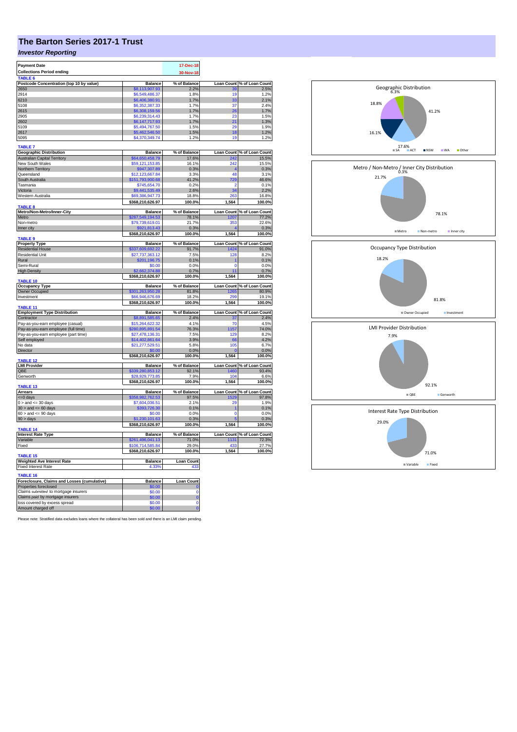# The Barton Series 2017-1 Trust

***Investor Reporting***

| | |
|---|---|
| **Payment Date** | 17-Dec-18 |
| **Collections Period ending** | 30-Nov-18 |

**TABLE 6**

| Postcode Concentration (top 10 by value) | Balance | % of Balance | Loan Count | % of Loan Count |
|---|---|---|---|---|
| 2650 | $8,113,907.93 | 2.2% | 39 | 2.5% |
| 2914 | $6,549,486.37 | 1.8% | 19 | 1.2% |
| 6210 | $6,406,380.91 | 1.7% | 33 | 2.1% |
| 5108 | $6,352,387.33 | 1.7% | 37 | 2.4% |
| 2615 | $6,308,159.56 | 1.7% | 26 | 1.7% |
| 2905 | $6,239,314.43 | 1.7% | 23 | 1.5% |
| 2602 | $6,147,717.93 | 1.7% | 21 | 1.3% |
| 5109 | $5,494,767.50 | 1.5% | 29 | 1.9% |
| 2617 | $5,462,546.50 | 1.5% | 18 | 1.2% |
| 5095 | $4,370,349.74 | 1.2% | 19 | 1.2% |

**TABLE 7**

| Geographic Distribution | Balance | % of Balance | Loan Count | % of Loan Count |
|---|---|---|---|---|
| Australian Capital Territory | $64,650,458.79 | 17.6% | 242 | 15.5% |
| New South Wales | $59,121,153.85 | 16.1% | 242 | 15.5% |
| Northern Territory | $947,307.89 | 0.3% | 4 | 0.3% |
| Queensland | $12,123,667.84 | 3.3% | 48 | 3.1% |
| South Australia | $151,793,900.68 | 41.2% | 729 | 46.6% |
| Tasmania | $745,654.70 | 0.2% | 2 | 0.1% |
| Victoria | $9,441,535.49 | 2.6% | 34 | 2.2% |
| Western Australia | $69,386,947.73 | 18.8% | 263 | 16.8% |
| | $368,210,626.97 | 100.0% | 1,564 | 100.0% |

**TABLE 8**

| Metro/Non-Metro/Inner-City | Balance | % of Balance | Loan Count | % of Loan Count |
|---|---|---|---|---|
| Metro | $287,549,194.53 | 78.1% | 1207 | 77.2% |
| Non-metro | $79,739,619.01 | 21.7% | 353 | 22.6% |
| Inner city | $921,813.43 | 0.3% | 4 | 0.3% |
| | $368,210,626.97 | 100.0% | 1,564 | 100.0% |

**TABLE 9**

| Property Type | Balance | % of Balance | Loan Count | % of Loan Count |
|---|---|---|---|---|
| Residential House | $337,609,692.22 | 91.7% | 1424 | 91.0% |
| Residential Unit | $27,737,363.12 | 7.5% | 128 | 8.2% |
| Rural | $201,196.75 | 0.1% | 1 | 0.1% |
| Semi-Rural | $0.00 | 0.0% | 0 | 0.0% |
| High Density | $2,662,374.88 | 0.7% | 11 | 0.7% |
| | $368,210,626.97 | 100.0% | 1,564 | 100.0% |

**TABLE 10**

| Occupancy Type | Balance | % of Balance | Loan Count | % of Loan Count |
|---|---|---|---|---|
| Owner Occupied | $301,263,950.28 | 81.8% | 1265 | 80.9% |
| Investment | $66,946,676.69 | 18.2% | 299 | 19.1% |
| | $368,210,626.97 | 100.0% | 1,564 | 100.0% |

**TABLE 11**

| Employment Type Distribution | Balance | % of Balance | Loan Count | % of Loan Count |
|---|---|---|---|---|
| Contractor | $8,891,585.65 | 2.4% | 37 | 2.4% |
| Pay-as-you-earn employee (casual) | $15,264,622.32 | 4.1% | 70 | 4.5% |
| Pay-as-you-earn employee (full time) | $280,895,891.54 | 76.3% | 1157 | 74.0% |
| Pay-as-you-earn employee (part time) | $27,478,136.31 | 7.5% | 129 | 8.2% |
| Self employed | $14,402,861.64 | 3.9% | 66 | 4.2% |
| No data | $21,277,529.51 | 5.8% | 105 | 6.7% |
| Director | $0.00 | 0.0% | 0 | 0.0% |
| | $368,210,626.97 | 100.0% | 1,564 | 100.0% |

**TABLE 12**

| LMI Provider | Balance | % of Balance | Loan Count | % of Loan Count |
|---|---|---|---|---|
| QBE | $339,280,853.12 | 92.1% | 1460 | 93.4% |
| Genworth | $28,929,773.85 | 7.9% | 104 | 6.6% |
| | $368,210,626.97 | 100.0% | 1,564 | 100.0% |

**TABLE 13**

| Arrears | Balance | % of Balance | Loan Count | % of Loan Count |
|---|---|---|---|---|
| <=0 days | $358,982,762.53 | 97.5% | 1529 | 97.8% |
| 0 > and <= 30 days | $7,604,036.51 | 2.1% | 29 | 1.9% |
| 30 > and <= 60 days | $393,726.30 | 0.1% | 1 | 0.1% |
| 60 > and <= 90 days | $0.00 | 0.0% | 0 | 0.0% |
| 90 > days | $1,230,101.63 | 0.3% | 5 | 0.3% |
| | $368,210,626.97 | 100.0% | 1,564 | 100.0% |

**TABLE 14**

| Interest Rate Type | Balance | % of Balance | Loan Count | % of Loan Count |
|---|---|---|---|---|
| Variable | $261,496,041.13 | 71.0% | 1131 | 72.3% |
| Fixed | $106,714,585.84 | 29.0% | 433 | 27.7% |
| | $368,210,626.97 | 100.0% | 1,564 | 100.0% |

**TABLE 15**

| Weighted Ave Interest Rate | Balance | Loan Count |
|---|---|---|
| Fixed Interest Rate | 4.33% | 433 |

**TABLE 16**

| Foreclosure, Claims and Losses (cumulative) | Balance | Loan Count |
|---|---|---|
| Properties foreclosed | $0.00 | 0 |
| Claims *submitted* to mortgage insurers | $0.00 | 0 |
| Claims *paid* by mortgage insurers | $0.00 | 0 |
| loss covered by excess spread | $0.00 | 0 |
| Amount charged off | $0.00 | 0 |

Please note: Stratified data excludes loans where the collateral has been sold and there is an LMI claim pending.

Geographic Distribution
6.3%
41.2%
18.8%
16.1%
17.6%
SA ACT NSW WA Other

Metro / Non-Metro / Inner City Distribution
0.3%
21.7%
78.1%
Metro Non-metro Inner city

Occupancy Type Distribution
18.2%
81.8%
Owner Occupied Investment

LMI Provider Distribution
7.9%
92.1%
QBE Genworth

Interest Rate Type Distribution
29.0%
71.0%
Variable Fixed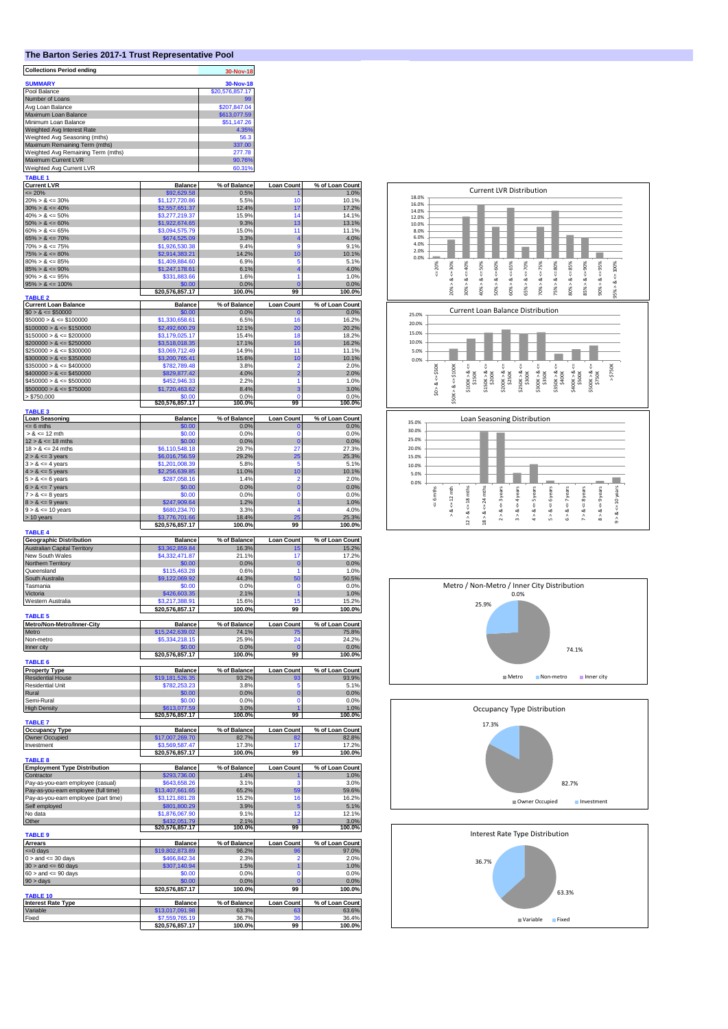# The Barton Series 2017-1 Trust Representative Pool

| Collections Period ending | 30-Nov-18 |
|---|---|

| SUMMARY | 30-Nov-18 |
|---|---|
| Pool Balance | $20,576,857.17 |
| Number of Loans | 99 |
| Avg Loan Balance | $207,847.04 |
| Maximum Loan Balance | $613,077.59 |
| Minimum Loan Balance | $51,147.26 |
| Weighted Avg Interest Rate | 4.35% |
| Weighted Avg Seasoning (mths) | 56.3 |
| Maximum Remaining Term (mths) | 337.00 |
| Weighted Avg Remaining Term (mths) | 277.78 |
| Maximum Current LVR | 90.76% |
| Weighted Avg Current LVR | 60.31% |

**TABLE 1**

| Current LVR | Balance | % of Balance | Loan Count | % of Loan Count |
|---|---|---|---|---|
| <= 20% | $92,629.58 | 0.5% | 1 | 1.0% |
| 20% > & <= 30% | $1,127,720.86 | 5.5% | 10 | 10.1% |
| 30% > & <= 40% | $2,557,651.37 | 12.4% | 17 | 17.2% |
| 40% > & <= 50% | $3,277,219.37 | 15.9% | 14 | 14.1% |
| 50% > & <= 60% | $1,922,674.65 | 9.3% | 13 | 13.1% |
| 60% > & <= 65% | $3,094,575.79 | 15.0% | 11 | 11.1% |
| 65% > & <= 70% | $674,525.09 | 3.3% | 4 | 4.0% |
| 70% > & <= 75% | $1,926,530.38 | 9.4% | 9 | 9.1% |
| 75% > & <= 80% | $2,914,383.21 | 14.2% | 10 | 10.1% |
| 80% > & <= 85% | $1,409,884.60 | 6.9% | 5 | 5.1% |
| 85% > & <= 90% | $1,247,178.61 | 6.1% | 4 | 4.0% |
| 90% > & <= 95% | $331,883.66 | 1.6% | 1 | 1.0% |
| 95% > & <= 100% | $0.00 | 0.0% | 0 | 0.0% |
| | $20,576,857.17 | 100.0% | 99 | 100.0% |

**TABLE 2**

| Current Loan Balance | Balance | % of Balance | Loan Count | % of Loan Count |
|---|---|---|---|---|
| $0 > & <= $50000 | $0.00 | 0.0% | 0 | 0.0% |
| $50000 > & <= $100000 | $1,330,658.61 | 6.5% | 16 | 16.2% |
| $100000 > & <= $150000 | $2,492,600.29 | 12.1% | 20 | 20.2% |
| $150000 > & <= $200000 | $3,179,025.17 | 15.4% | 18 | 18.2% |
| $200000 > & <= $250000 | $3,518,018.35 | 17.1% | 16 | 16.2% |
| $250000 > & <= $300000 | $3,069,712.49 | 14.9% | 11 | 11.1% |
| $300000 > & <= $350000 | $3,200,765.41 | 15.6% | 10 | 10.1% |
| $350000 > & <= $400000 | $782,789.48 | 3.8% | 2 | 2.0% |
| $400000 > & <= $450000 | $829,877.42 | 4.0% | 2 | 2.0% |
| $450000 > & <= $500000 | $452,946.33 | 2.2% | 1 | 1.0% |
| $500000 > & <= $750000 | $1,720,463.62 | 8.4% | 3 | 3.0% |
| > $750,000 | $0.00 | 0.0% | 0 | 0.0% |
| | $20,576,857.17 | 100.0% | 99 | 100.0% |

**TABLE 3**

| Loan Seasoning | Balance | % of Balance | Loan Count | % of Loan Count |
|---|---|---|---|---|
| <= 6 mths | $0.00 | 0.0% | 0 | 0.0% |
| > & <= 12 mth | $0.00 | 0.0% | 0 | 0.0% |
| 12 > & <= 18 mths | $0.00 | 0.0% | 0 | 0.0% |
| 18 > & <= 24 mths | $6,110,548.18 | 29.7% | 27 | 27.3% |
| 2 > & <= 3 years | $6,016,756.59 | 29.2% | 25 | 25.3% |
| 3 > & <= 4 years | $1,201,008.39 | 5.8% | 5 | 5.1% |
| 4 > & <= 5 years | $2,256,639.85 | 11.0% | 10 | 10.1% |
| 5 > & <= 6 years | $287,058.16 | 1.4% | 2 | 2.0% |
| 6 > & <= 7 years | $0.00 | 0.0% | 0 | 0.0% |
| 7 > & <= 8 years | $0.00 | 0.0% | 0 | 0.0% |
| 8 > & <= 9 years | $247,909.64 | 1.2% | 1 | 1.0% |
| 9 > & <= 10 years | $680,234.70 | 3.3% | 4 | 4.0% |
| > 10 years | $3,776,701.66 | 18.4% | 25 | 25.3% |
| | $20,576,857.17 | 100.0% | 99 | 100.0% |

**TABLE 4**

| Geographic Distribution | Balance | % of Balance | Loan Count | % of Loan Count |
|---|---|---|---|---|
| Australian Capital Territory | $3,362,859.84 | 16.3% | 15 | 15.2% |
| New South Wales | $4,332,471.87 | 21.1% | 17 | 17.2% |
| Northern Territory | $0.00 | 0.0% | 0 | 0.0% |
| Queensland | $115,463.28 | 0.6% | 1 | 1.0% |
| South Australia | $9,122,069.92 | 44.3% | 50 | 50.5% |
| Tasmania | $0.00 | 0.0% | 0 | 0.0% |
| Victoria | $426,603.35 | 2.1% | 1 | 1.0% |
| Western Australia | $3,217,388.91 | 15.6% | 15 | 15.2% |
| | $20,576,857.17 | 100.0% | 99 | 100.0% |

**TABLE 5**

| Metro/Non-Metro/Inner-City | Balance | % of Balance | Loan Count | % of Loan Count |
|---|---|---|---|---|
| Metro | $15,242,639.02 | 74.1% | 75 | 75.8% |
| Non-metro | $5,334,218.15 | 25.9% | 24 | 24.2% |
| Inner city | $0.00 | 0.0% | 0 | 0.0% |
| | $20,576,857.17 | 100.0% | 99 | 100.0% |

**TABLE 6**

| Property Type | Balance | % of Balance | Loan Count | % of Loan Count |
|---|---|---|---|---|
| Residential House | $19,181,526.35 | 93.2% | 93 | 93.9% |
| Residential Unit | $782,253.23 | 3.8% | 5 | 5.1% |
| Rural | $0.00 | 0.0% | 0 | 0.0% |
| Semi-Rural | $0.00 | 0.0% | 0 | 0.0% |
| High Density | $613,077.59 | 3.0% | 1 | 1.0% |
| | $20,576,857.17 | 100.0% | 99 | 100.0% |

**TABLE 7**

| Occupancy Type | Balance | % of Balance | Loan Count | % of Loan Count |
|---|---|---|---|---|
| Owner Occupied | $17,007,269.70 | 82.7% | 82 | 82.8% |
| Investment | $3,569,587.47 | 17.3% | 17 | 17.2% |
| | $20,576,857.17 | 100.0% | 99 | 100.0% |

**TABLE 8**

| Employment Type Distribution | Balance | % of Balance | Loan Count | % of Loan Count |
|---|---|---|---|---|
| Contractor | $293,736.00 | 1.4% | 1 | 1.0% |
| Pay-as-you-earn employee (casual) | $643,658.26 | 3.1% | 3 | 3.0% |
| Pay-as-you-earn employee (full time) | $13,407,661.65 | 65.2% | 59 | 59.6% |
| Pay-as-you-earn employee (part time) | $3,121,881.28 | 15.2% | 16 | 16.2% |
| Self employed | $801,800.29 | 3.9% | 5 | 5.1% |
| No data | $1,876,067.90 | 9.1% | 12 | 12.1% |
| Other | $432,051.79 | 2.1% | 3 | 3.0% |
| | $20,576,857.17 | 100.0% | 99 | 100.0% |

**TABLE 9**

| Arrears | Balance | % of Balance | Loan Count | % of Loan Count |
|---|---|---|---|---|
| <=0 days | $19,802,873.89 | 96.2% | 96 | 97.0% |
| 0 > and <= 30 days | $466,842.34 | 2.3% | 2 | 2.0% |
| 30 > and <= 60 days | $307,140.94 | 1.5% | 1 | 1.0% |
| 60 > and <= 90 days | $0.00 | 0.0% | 0 | 0.0% |
| 90 > days | $0.00 | 0.0% | 0 | 0.0% |
| | $20,576,857.17 | 100.0% | 99 | 100.0% |

**TABLE 10**

| Interest Rate Type | Balance | % of Balance | Loan Count | % of Loan Count |
|---|---|---|---|---|
| Variable | $13,017,091.98 | 63.3% | 63 | 63.6% |
| Fixed | $7,559,765.19 | 36.7% | 36 | 36.4% |
| | $20,576,857.17 | 100.0% | 99 | 100.0% |

Current LVR Distribution

18.0% 16.0% 14.0% 12.0% 10.0% 8.0% 6.0% 4.0% 2.0% 0.0%

<= 20% | 20% > & <= 30% | 30% > & <= 40% | 40% > & <= 50% | 50% > & <= 60% | 60% > & <= 65% | 65% > & <= 70% | 70% > & <= 75% | 75% > & <= 80% | 80% > & <= 85% | 85% > & <= 90% | 90% > & <= 95% | 95% > & <= 100%

Current Loan Balance Distribution

25.0% 20.0% 15.0% 10.0% 5.0% 0.0%

$0 > & <= $50K | $50K > & <= $100K | $100K > & <= $150K | $150K > & <= $200K | $200K > & <= $250K | $250K > & <= $300K | $300K > & <= $350K | $350K > & <= $400K | $400K > & <= $500K | $500K > & <= $750K | > $750K

Loan Seasoning Distribution

35.0% 30.0% 25.0% 20.0% 15.0% 10.0% 5.0% 0.0%

<= 6 mths | > & <= 12 mth | 12 > & <= 18 mths | 18 > & <= 24 mths | 2 > & <= 3 years | 3 > & <= 4 years | 4 > & <= 5 years | 5 > & <= 6 years | 6 > & <= 7 years | 7 > & <= 8 years | 8 > & <= 9 years | 9 > & <= 10 years

Metro / Non-Metro / Inner City Distribution

0.0%
25.9%
74.1%

Metro | Non-metro | Inner city

Occupancy Type Distribution

17.3%
82.7%

Owner Occupied | Investment

Interest Rate Type Distribution

36.7%
63.3%

Variable | Fixed